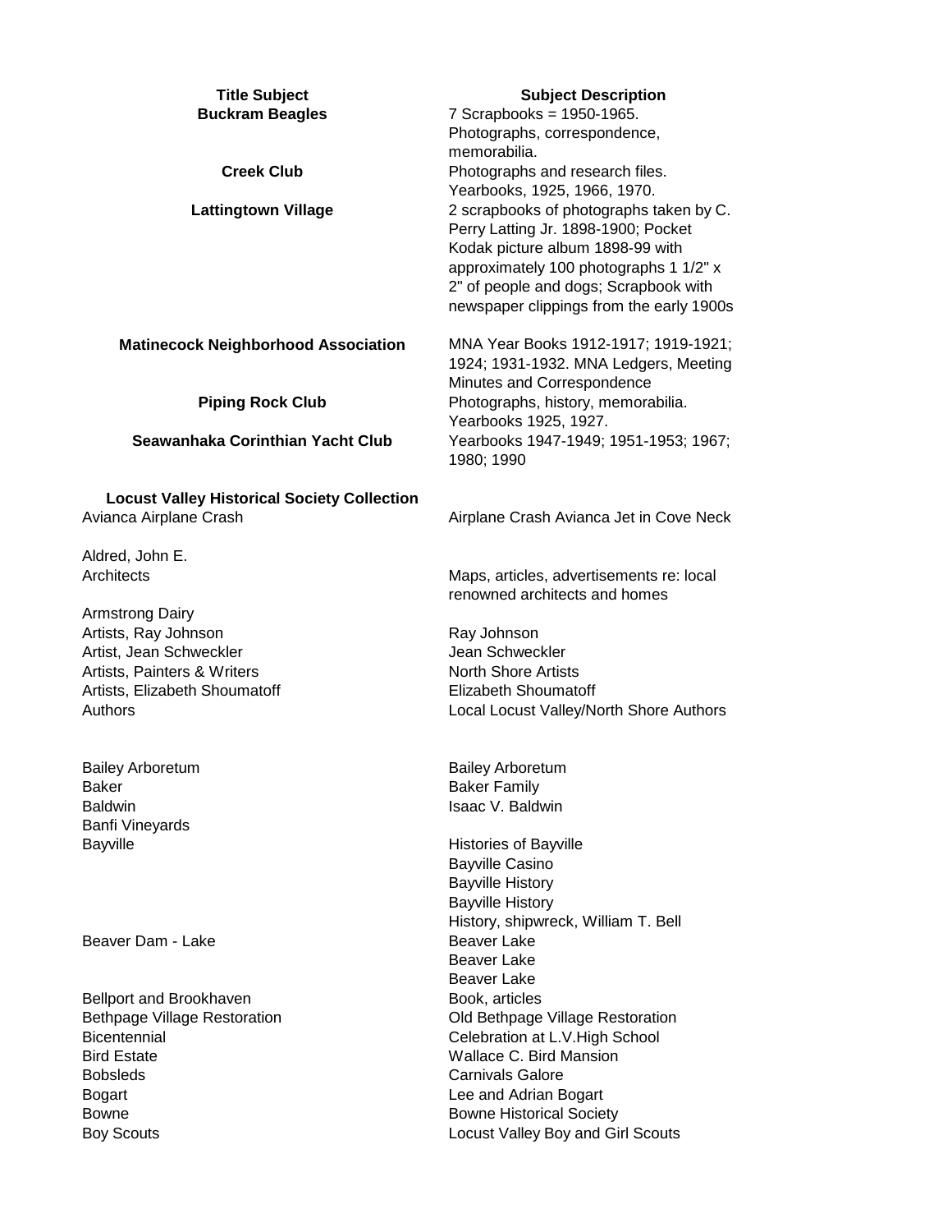| Title Subject | Subject Description |
|---|---|
| **Buckram Beagles** | 7 Scrapbooks = 1950-1965. Photographs, correspondence, memorabilia. |
| **Creek Club** | Photographs and research files. Yearbooks, 1925, 1966, 1970. |
| **Lattingtown Village** | 2 scrapbooks of photographs taken by C. Perry Latting Jr. 1898-1900; Pocket Kodak picture album 1898-99 with approximately 100 photographs 1 1/2" x 2" of people and dogs; Scrapbook with newspaper clippings from the early 1900s |
| **Matinecock Neighborhood Association** | MNA Year Books 1912-1917; 1919-1921; 1924; 1931-1932. MNA Ledgers, Meeting Minutes and Correspondence |
| **Piping Rock Club** | Photographs, history, memorabilia. Yearbooks 1925, 1927. |
| **Seawanhaka Corinthian Yacht Club** | Yearbooks 1947-1949; 1951-1953; 1967; 1980; 1990 |
| **Locust Valley Historical Society Collection** | |
| Avianca Airplane Crash | Airplane Crash Avianca Jet in Cove Neck |
| Aldred, John E. | |
| Architects | Maps, articles, advertisements re: local renowned architects and homes |
| Armstrong Dairy | |
| Artists, Ray Johnson | Ray Johnson |
| Artist, Jean Schweckler | Jean Schweckler |
| Artists, Painters & Writers | North Shore Artists |
| Artists, Elizabeth Shoumatoff | Elizabeth Shoumatoff |
| Authors | Local Locust Valley/North Shore Authors |
| Bailey Arboretum | Bailey Arboretum |
| Baker | Baker Family |
| Baldwin | Isaac V. Baldwin |
| Banfi Vineyards | |
| Bayville | Histories of Bayville |
| | Bayville Casino |
| | Bayville History |
| | Bayville History |
| | History, shipwreck, William T. Bell |
| Beaver Dam - Lake | Beaver Lake |
| | Beaver Lake |
| | Beaver Lake |
| Bellport and Brookhaven | Book, articles |
| Bethpage Village Restoration | Old Bethpage Village Restoration |
| Bicentennial | Celebration at L.V.High School |
| Bird Estate | Wallace C. Bird Mansion |
| Bobsleds | Carnivals Galore |
| Bogart | Lee and Adrian Bogart |
| Bowne | Bowne Historical Society |
| Boy Scouts | Locust Valley Boy and Girl Scouts |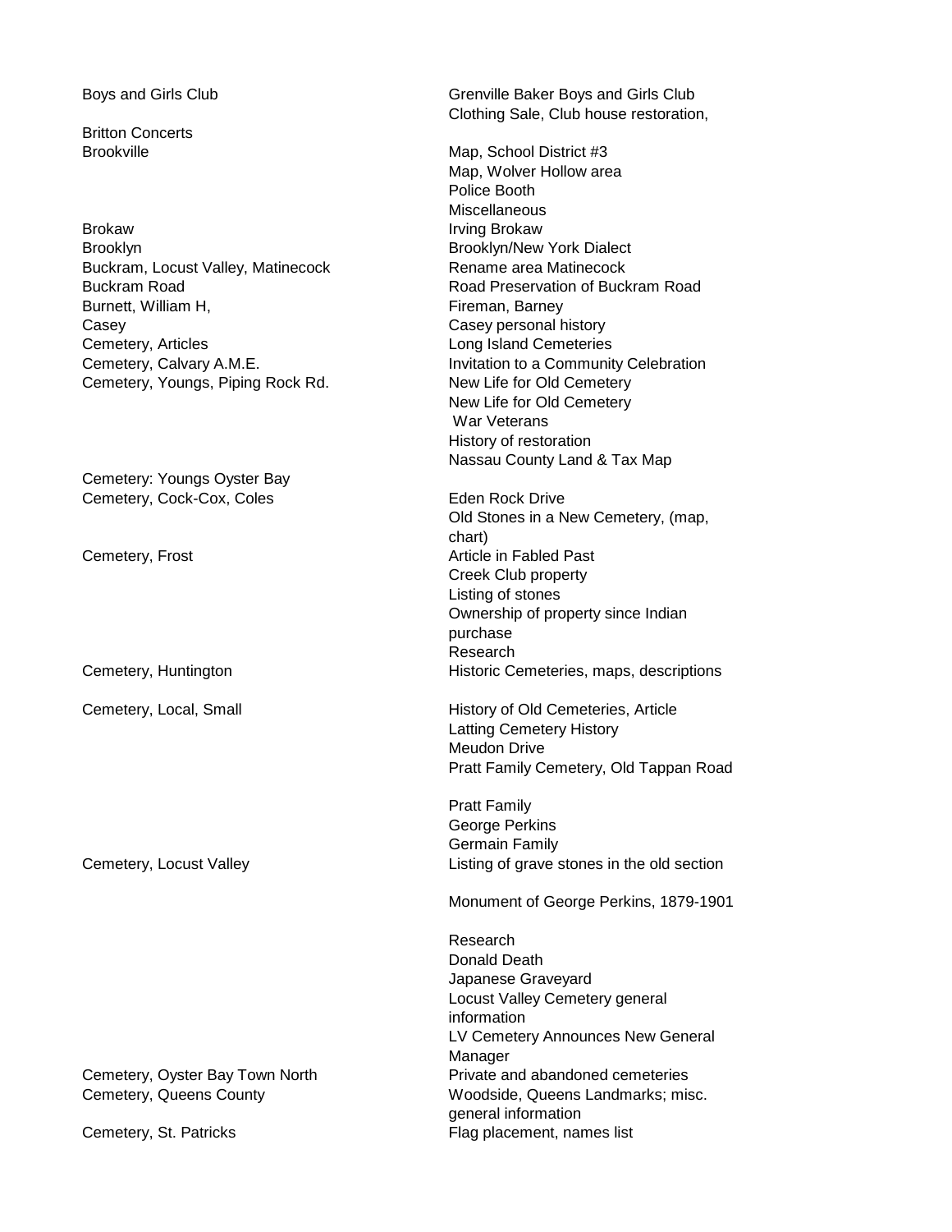| Subject | Contents |
| --- | --- |
| Boys and Girls Club | Grenville Baker Boys and Girls Club Clothing Sale, Club house restoration, |
| Britton Concerts | |
| Brookville | Map, School District #3 |
| | Map, Wolver Hollow area |
| | Police Booth |
| | Miscellaneous |
| Brokaw | Irving Brokaw |
| Brooklyn | Brooklyn/New York Dialect |
| Buckram, Locust Valley, Matinecock | Rename area Matinecock |
| Buckram Road | Road Preservation of Buckram Road |
| Burnett, William H, | Fireman, Barney |
| Casey | Casey personal history |
| Cemetery, Articles | Long Island Cemeteries |
| Cemetery, Calvary A.M.E. | Invitation to a Community Celebration |
| Cemetery, Youngs, Piping Rock Rd. | New Life for Old Cemetery |
| | New Life for Old Cemetery |
| | War Veterans |
| | History of restoration |
| | Nassau County Land & Tax Map |
| Cemetery: Youngs Oyster Bay | |
| Cemetery, Cock-Cox, Coles | Eden Rock Drive |
| | Old Stones in a New Cemetery, (map, chart) |
| Cemetery, Frost | Article in Fabled Past |
| | Creek Club property |
| | Listing of stones |
| | Ownership of property since Indian purchase |
| | Research |
| Cemetery, Huntington | Historic Cemeteries, maps, descriptions |
| Cemetery, Local, Small | History of Old Cemeteries, Article |
| | Latting Cemetery History |
| | Meudon Drive |
| | Pratt Family Cemetery, Old Tappan Road |
| | Pratt Family |
| | George Perkins |
| | Germain Family |
| Cemetery, Locust Valley | Listing of grave stones in the old section |
| | Monument of George Perkins, 1879-1901 |
| | Research |
| | Donald Death |
| | Japanese Graveyard |
| | Locust Valley Cemetery general information |
| | LV Cemetery Announces New General Manager |
| Cemetery, Oyster Bay Town North | Private and abandoned cemeteries |
| Cemetery, Queens County | Woodside, Queens Landmarks; misc. general information |
| Cemetery, St. Patricks | Flag placement, names list |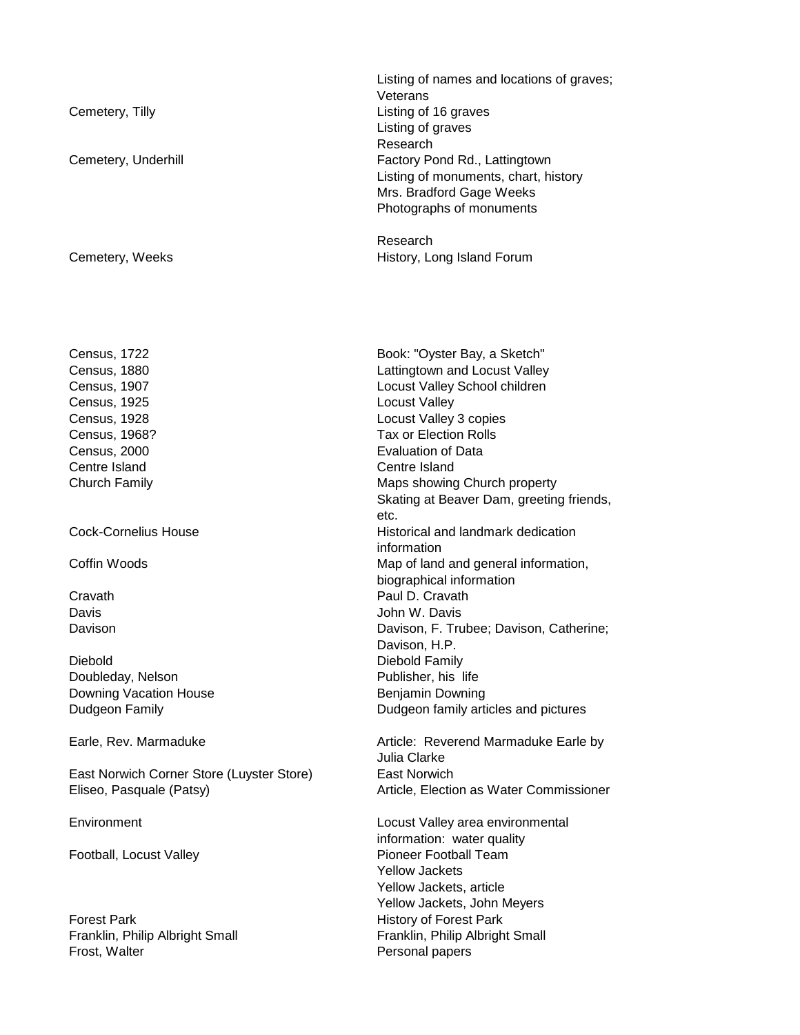| | |
|---|---|
| | Listing of names and locations of graves; Veterans |
| Cemetery, Tilly | Listing of 16 graves |
| | Listing of graves |
| | Research |
| Cemetery, Underhill | Factory Pond Rd., Lattingtown |
| | Listing of monuments, chart, history |
| | Mrs. Bradford Gage Weeks |
| | Photographs of monuments |
| | |
| | Research |
| Cemetery, Weeks | History, Long Island Forum |
| | |
| Census, 1722 | Book: "Oyster Bay, a Sketch" |
| Census, 1880 | Lattingtown and Locust Valley |
| Census, 1907 | Locust Valley School children |
| Census, 1925 | Locust Valley |
| Census, 1928 | Locust Valley 3 copies |
| Census, 1968? | Tax or Election Rolls |
| Census, 2000 | Evaluation of Data |
| Centre Island | Centre Island |
| Church Family | Maps showing Church property |
| | Skating at Beaver Dam, greeting friends, etc. |
| Cock-Cornelius House | Historical and landmark dedication information |
| Coffin Woods | Map of land and general information, biographical information |
| Cravath | Paul D. Cravath |
| Davis | John W. Davis |
| Davison | Davison, F. Trubee; Davison, Catherine; Davison, H.P. |
| Diebold | Diebold Family |
| Doubleday, Nelson | Publisher, his life |
| Downing Vacation House | Benjamin Downing |
| Dudgeon Family | Dudgeon family articles and pictures |
| | |
| Earle, Rev. Marmaduke | Article: Reverend Marmaduke Earle by Julia Clarke |
| East Norwich Corner Store (Luyster Store) | East Norwich |
| Eliseo, Pasquale (Patsy) | Article, Election as Water Commissioner |
| | |
| Environment | Locust Valley area environmental information: water quality |
| Football, Locust Valley | Pioneer Football Team |
| | Yellow Jackets |
| | Yellow Jackets, article |
| | Yellow Jackets, John Meyers |
| Forest Park | History of Forest Park |
| Franklin, Philip Albright Small | Franklin, Philip Albright Small |
| Frost, Walter | Personal papers |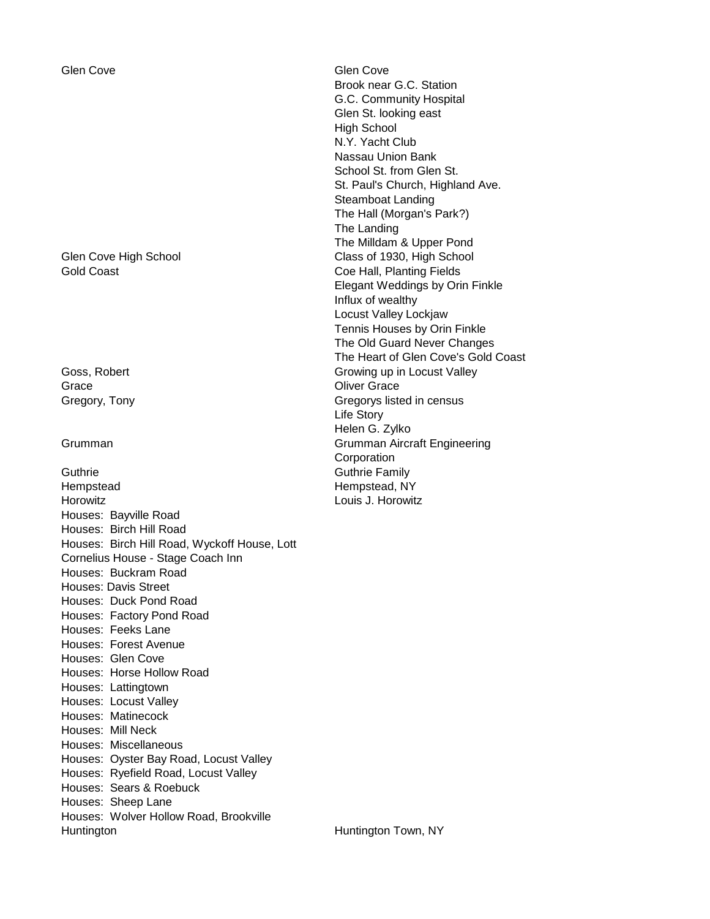| | |
|---|---|
| Glen Cove | Glen Cove |
| | Brook near G.C. Station |
| | G.C. Community Hospital |
| | Glen St. looking east |
| | High School |
| | N.Y. Yacht Club |
| | Nassau Union Bank |
| | School St. from Glen St. |
| | St. Paul's Church, Highland Ave. |
| | Steamboat Landing |
| | The Hall (Morgan's Park?) |
| | The Landing |
| | The Milldam & Upper Pond |
| Glen Cove High School | Class of 1930, High School |
| Gold Coast | Coe Hall, Planting Fields |
| | Elegant Weddings by Orin Finkle |
| | Influx of wealthy |
| | Locust Valley Lockjaw |
| | Tennis Houses by Orin Finkle |
| | The Old Guard Never Changes |
| | The Heart of Glen Cove's Gold Coast |
| Goss, Robert | Growing up in Locust Valley |
| Grace | Oliver Grace |
| Gregory, Tony | Gregorys listed in census |
| | Life Story |
| | Helen G. Zylko |
| Grumman | Grumman Aircraft Engineering Corporation |
| Guthrie | Guthrie Family |
| Hempstead | Hempstead, NY |
| Horowitz | Louis J. Horowitz |
| Houses: Bayville Road | |
| Houses: Birch Hill Road | |
| Houses: Birch Hill Road, Wyckoff House, Lott Cornelius House - Stage Coach Inn | |
| Houses: Buckram Road | |
| Houses: Davis Street | |
| Houses: Duck Pond Road | |
| Houses: Factory Pond Road | |
| Houses: Feeks Lane | |
| Houses: Forest Avenue | |
| Houses: Glen Cove | |
| Houses: Horse Hollow Road | |
| Houses: Lattingtown | |
| Houses: Locust Valley | |
| Houses: Matinecock | |
| Houses: Mill Neck | |
| Houses: Miscellaneous | |
| Houses: Oyster Bay Road, Locust Valley | |
| Houses: Ryefield Road, Locust Valley | |
| Houses: Sears & Roebuck | |
| Houses: Sheep Lane | |
| Houses: Wolver Hollow Road, Brookville | |
| Huntington | Huntington Town, NY |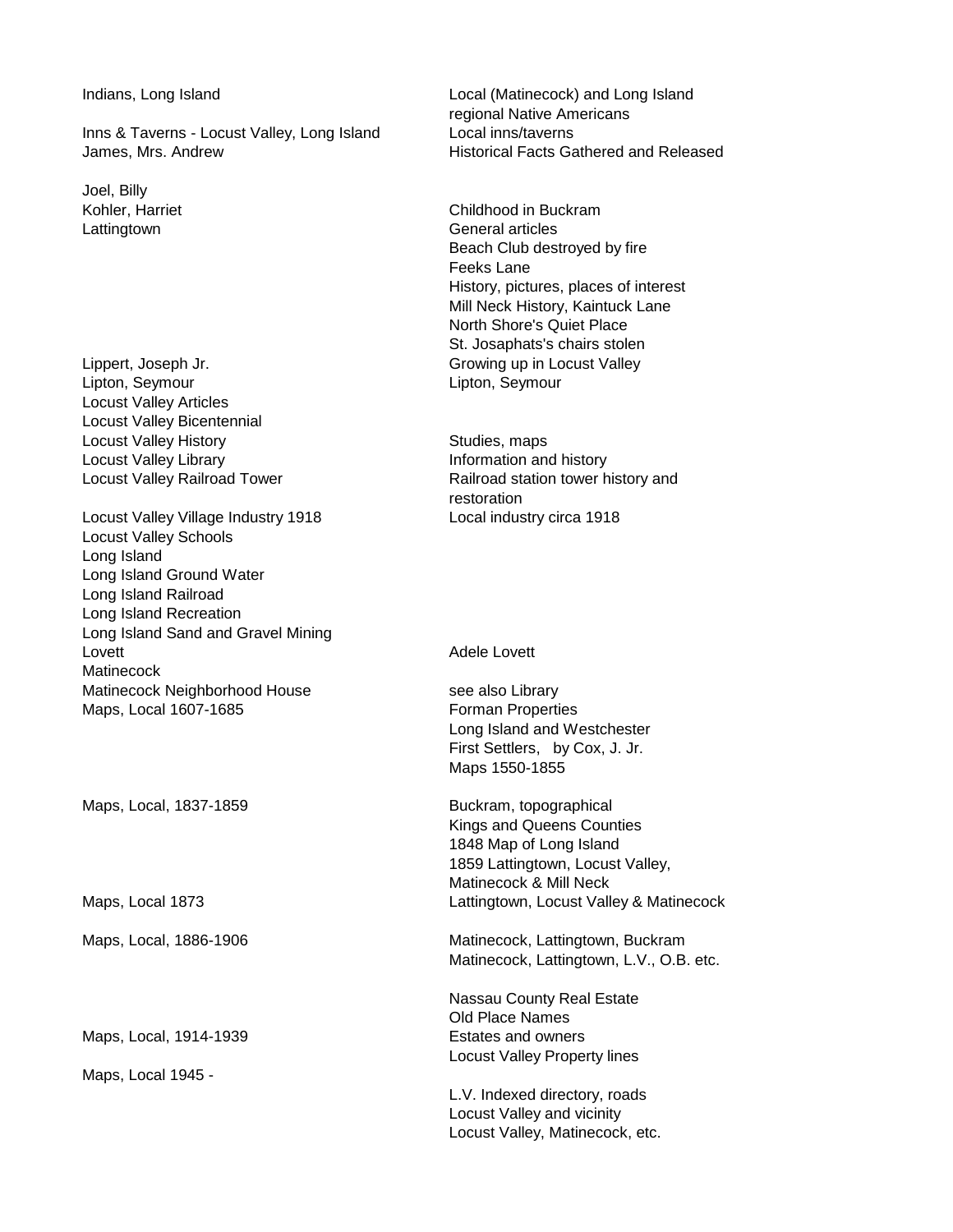| | |
|---|---|
| Indians, Long Island | Local (Matinecock) and Long Island regional Native Americans |
| Inns & Taverns - Locust Valley, Long Island | Local inns/taverns |
| James, Mrs. Andrew | Historical Facts Gathered and Released |
| Joel, Billy | |
| Kohler, Harriet | Childhood in Buckram |
| Lattingtown | General articles |
| | Beach Club destroyed by fire |
| | Feeks Lane |
| | History, pictures, places of interest |
| | Mill Neck History, Kaintuck Lane |
| | North Shore's Quiet Place |
| | St. Josaphats's chairs stolen |
| Lippert, Joseph Jr. | Growing up in Locust Valley |
| Lipton, Seymour | Lipton, Seymour |
| Locust Valley Articles | |
| Locust Valley Bicentennial | |
| Locust Valley History | Studies, maps |
| Locust Valley Library | Information and history |
| Locust Valley Railroad Tower | Railroad station tower history and restoration |
| Locust Valley Village Industry 1918 | Local industry circa 1918 |
| Locust Valley Schools | |
| Long Island | |
| Long Island Ground Water | |
| Long Island Railroad | |
| Long Island Recreation | |
| Long Island Sand and Gravel Mining | |
| Lovett | Adele Lovett |
| Matinecock | |
| Matinecock Neighborhood House | see also Library |
| Maps, Local 1607-1685 | Forman Properties |
| | Long Island and Westchester |
| | First Settlers, by Cox, J. Jr. |
| | Maps 1550-1855 |
| Maps, Local, 1837-1859 | Buckram, topographical |
| | Kings and Queens Counties |
| | 1848 Map of Long Island |
| | 1859 Lattingtown, Locust Valley, Matinecock & Mill Neck |
| Maps, Local 1873 | Lattingtown, Locust Valley & Matinecock |
| Maps, Local, 1886-1906 | Matinecock, Lattingtown, Buckram |
| | Matinecock, Lattingtown, L.V., O.B. etc. |
| | Nassau County Real Estate |
| | Old Place Names |
| Maps, Local, 1914-1939 | Estates and owners |
| | Locust Valley Property lines |
| Maps, Local 1945 - | |
| | L.V. Indexed directory, roads |
| | Locust Valley and vicinity |
| | Locust Valley, Matinecock, etc. |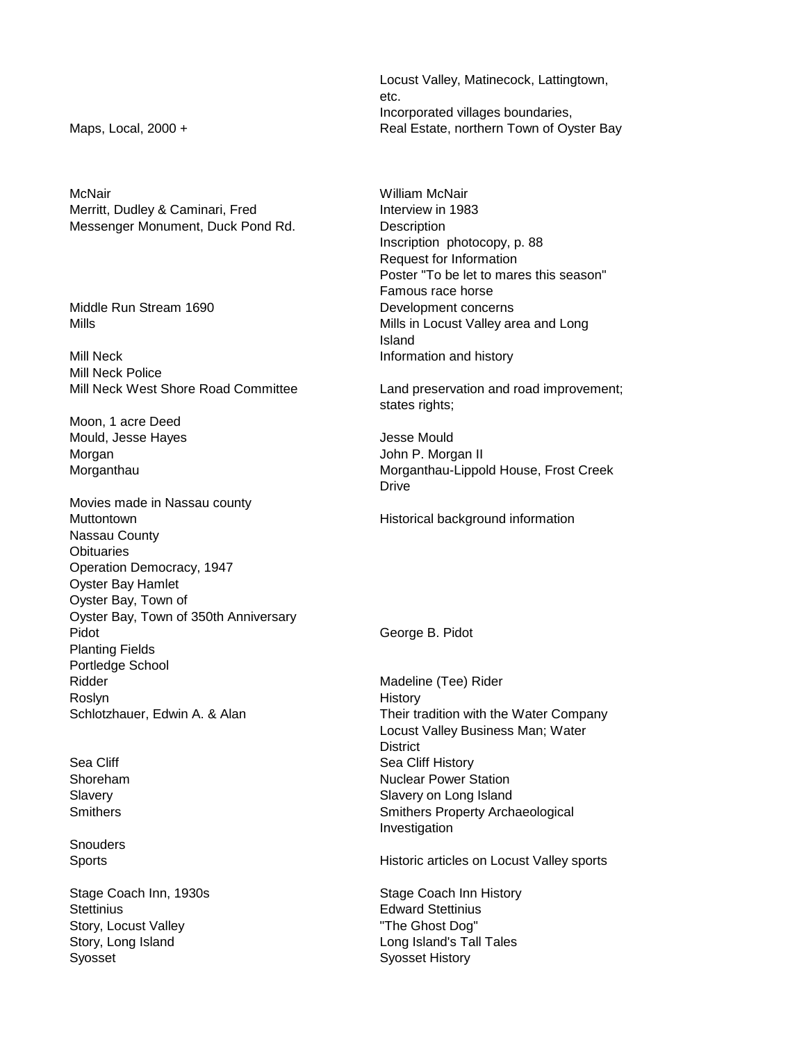| | |
|---|---|
| Maps, Local, 2000 + | Locust Valley, Matinecock, Lattingtown, etc.<br>Incorporated villages boundaries,<br>Real Estate, northern Town of Oyster Bay |
| McNair | William McNair |
| Merritt, Dudley & Caminari, Fred | Interview in 1983 |
| Messenger Monument, Duck Pond Rd. | Description<br>Inscription photocopy, p. 88<br>Request for Information<br>Poster "To be let to mares this season"<br>Famous race horse |
| Middle Run Stream 1690 | Development concerns |
| Mills | Mills in Locust Valley area and Long Island |
| Mill Neck | Information and history |
| Mill Neck Police | |
| Mill Neck West Shore Road Committee | Land preservation and road improvement; states rights; |
| Moon, 1 acre Deed | |
| Mould, Jesse Hayes | Jesse Mould |
| Morgan | John P. Morgan II |
| Morganthau | Morganthau-Lippold House, Frost Creek Drive |
| Movies made in Nassau county | |
| Muttontown | Historical background information |
| Nassau County | |
| Obituaries | |
| Operation Democracy, 1947 | |
| Oyster Bay Hamlet | |
| Oyster Bay, Town of | |
| Oyster Bay, Town of 350th Anniversary | |
| Pidot | George B. Pidot |
| Planting Fields | |
| Portledge School | |
| Ridder | Madeline (Tee) Rider |
| Roslyn | History |
| Schlotzhauer, Edwin A. & Alan | Their tradition with the Water Company<br>Locust Valley Business Man; Water District |
| Sea Cliff | Sea Cliff History |
| Shoreham | Nuclear Power Station |
| Slavery | Slavery on Long Island |
| Smithers | Smithers Property Archaeological Investigation |
| Snouders | |
| Sports | Historic articles on Locust Valley sports |
| Stage Coach Inn, 1930s | Stage Coach Inn History |
| Stettinius | Edward Stettinius |
| Story, Locust Valley | "The Ghost Dog" |
| Story, Long Island | Long Island's Tall Tales |
| Syosset | Syosset History |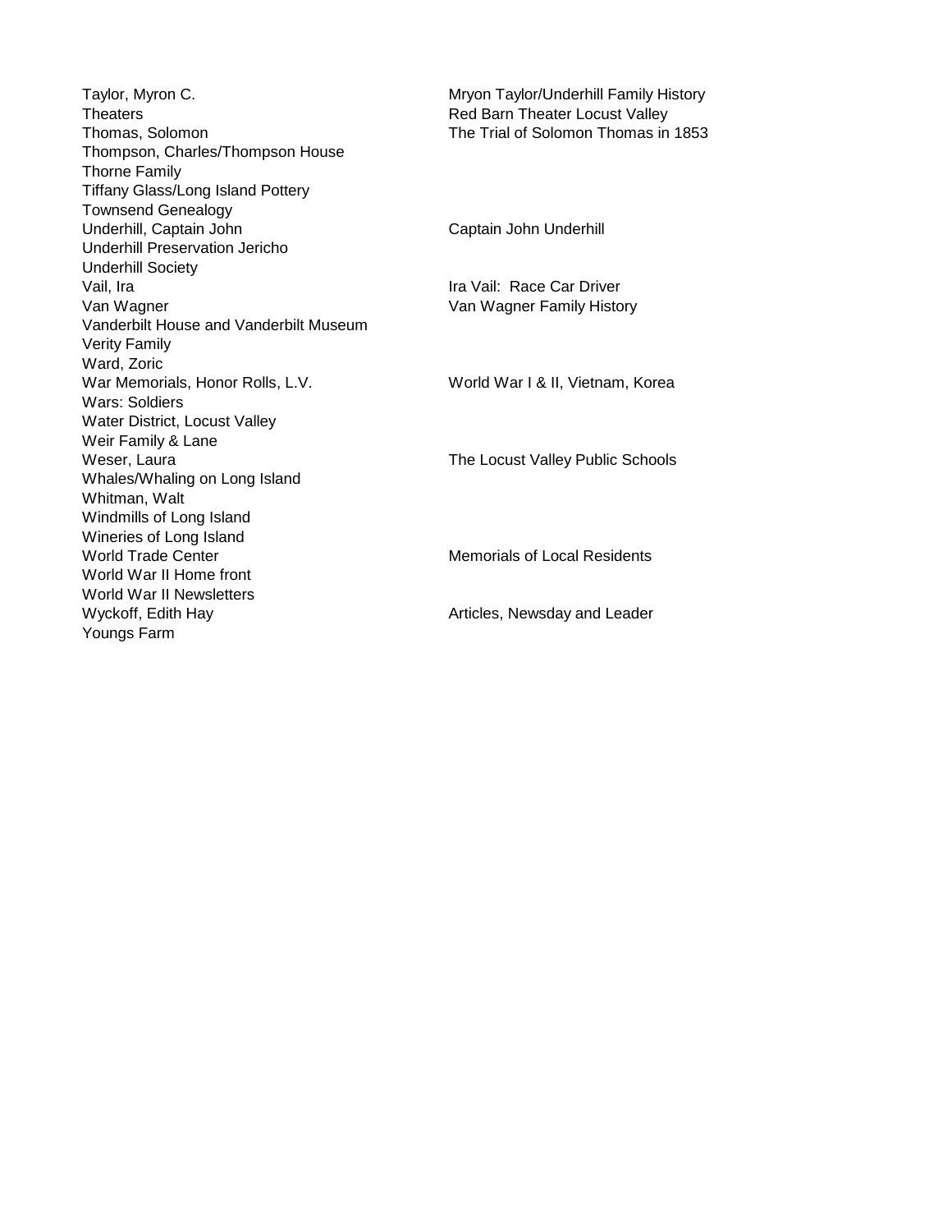| | |
|---|---|
| Taylor, Myron C. | Mryon Taylor/Underhill Family History |
| Theaters | Red Barn Theater Locust Valley |
| Thomas, Solomon | The Trial of Solomon Thomas in 1853 |
| Thompson, Charles/Thompson House | |
| Thorne Family | |
| Tiffany Glass/Long Island Pottery | |
| Townsend Genealogy | |
| Underhill, Captain John | Captain John Underhill |
| Underhill Preservation Jericho | |
| Underhill Society | |
| Vail, Ira | Ira Vail: Race Car Driver |
| Van Wagner | Van Wagner Family History |
| Vanderbilt House and Vanderbilt Museum | |
| Verity Family | |
| Ward, Zoric | |
| War Memorials, Honor Rolls, L.V. | World War I & II, Vietnam, Korea |
| Wars: Soldiers | |
| Water District, Locust Valley | |
| Weir Family & Lane | |
| Weser, Laura | The Locust Valley Public Schools |
| Whales/Whaling on Long Island | |
| Whitman, Walt | |
| Windmills of Long Island | |
| Wineries of Long Island | |
| World Trade Center | Memorials of Local Residents |
| World War II Home front | |
| World War II Newsletters | |
| Wyckoff, Edith Hay | Articles, Newsday and Leader |
| Youngs Farm | |